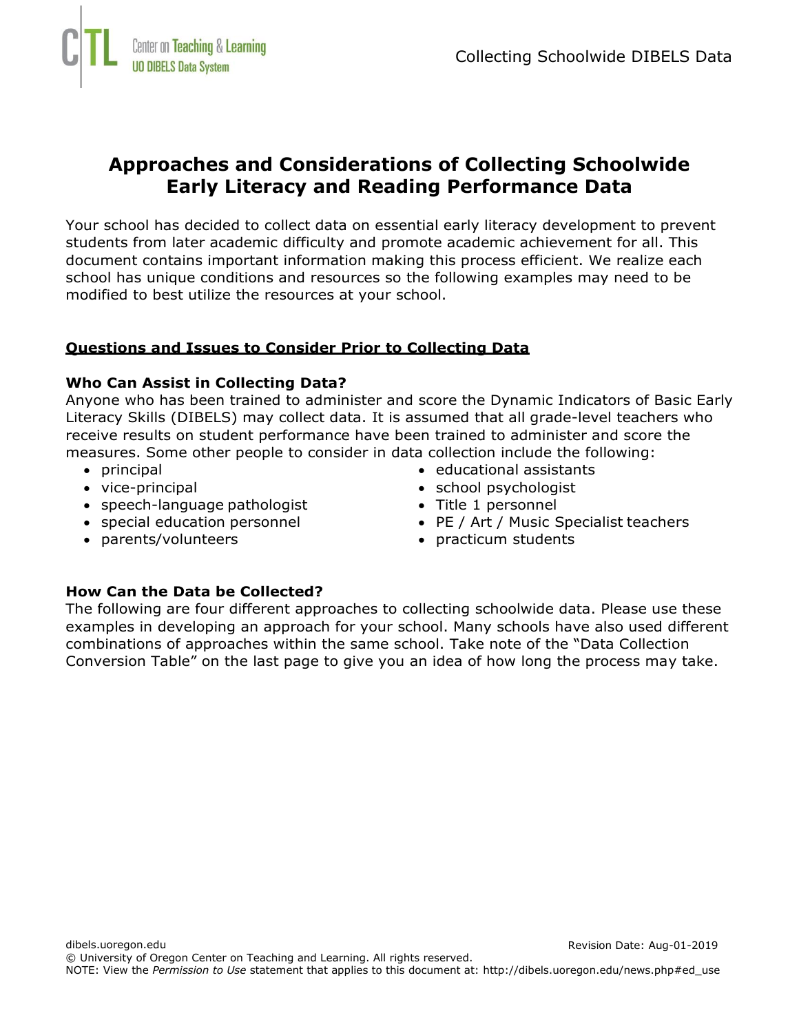# Approaches and Considerations of Collecting Schoolwide Early Literacy and Reading Performance Data

Your school has decided to collect data on essential early literacy development to prevent students from later academic difficulty and promote academic achievement for all. This document contains important information making this process efficient. We realize each school has unique conditions and resources so the following examples may need to be modified to best utilize the resources at your school.

## Questions and Issues to Consider Prior to Collecting Data

### Who Can Assist in Collecting Data?

Anyone who has been trained to administer and score the Dynamic Indicators of Basic Early Literacy Skills (DIBELS) may collect data. It is assumed that all grade-level teachers who receive results on student performance have been trained to administer and score the measures. Some other people to consider in data collection include the following:

- principal
- vice-principal
- speech-language pathologist
- special education personnel
- parents/volunteers
- educational assistants
- school psychologist
- Title 1 personnel
- PE / Art / Music Specialist teachers
- practicum students

### How Can the Data be Collected?

The following are four different approaches to collecting schoolwide data. Please use these examples in developing an approach for your school. Many schools have also used different combinations of approaches within the same school. Take note of the "Data Collection Conversion Table" on the last page to give you an idea of how long the process may take.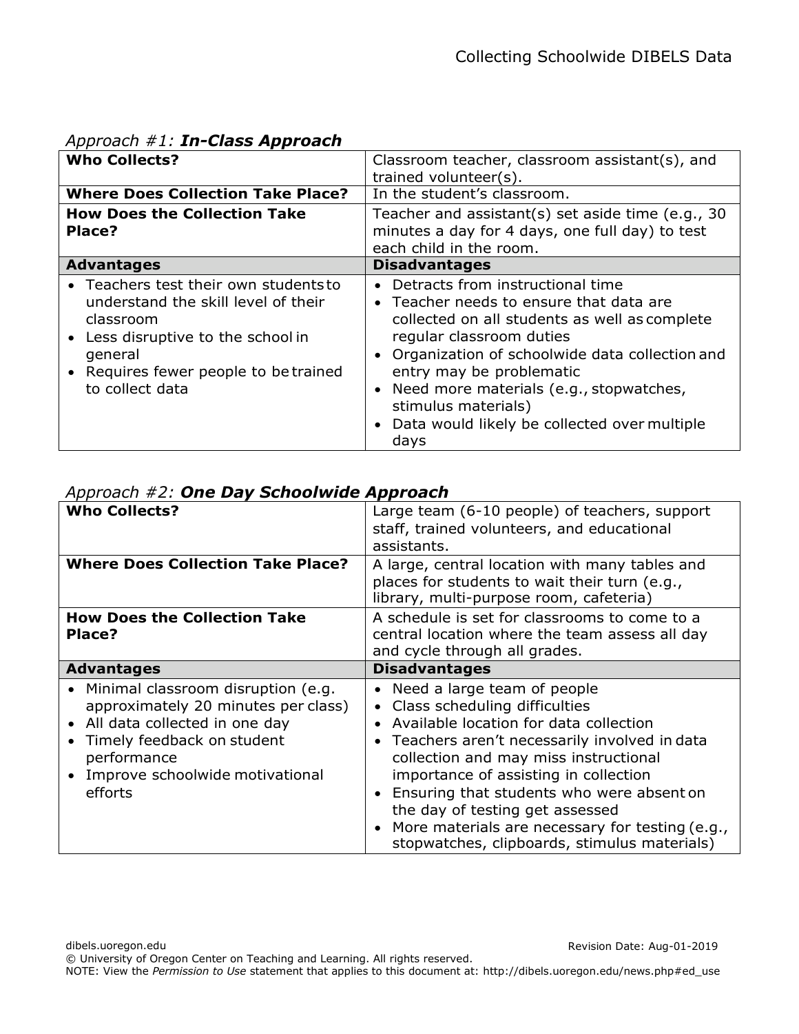*Approach #1:* ***In-Class Approach***

| **Who Collects?** | Classroom teacher, classroom assistant(s), and trained volunteer(s). |
| --- | --- |
| **Where Does Collection Take Place?** | In the student's classroom. |
| **How Does the Collection Take Place?** | Teacher and assistant(s) set aside time (e.g., 30 minutes a day for 4 days, one full day) to test each child in the room. |
| **Advantages** | **Disadvantages** |
| • Teachers test their own students to understand the skill level of their classroom<br>• Less disruptive to the school in general<br>• Requires fewer people to be trained to collect data | • Detracts from instructional time<br>• Teacher needs to ensure that data are collected on all students as well as complete regular classroom duties<br>• Organization of schoolwide data collection and entry may be problematic<br>• Need more materials (e.g., stopwatches, stimulus materials)<br>• Data would likely be collected over multiple days |

*Approach #2:* ***One Day Schoolwide Approach***

| **Who Collects?** | Large team (6-10 people) of teachers, support staff, trained volunteers, and educational assistants. |
| --- | --- |
| **Where Does Collection Take Place?** | A large, central location with many tables and places for students to wait their turn (e.g., library, multi-purpose room, cafeteria) |
| **How Does the Collection Take Place?** | A schedule is set for classrooms to come to a central location where the team assess all day and cycle through all grades. |
| **Advantages** | **Disadvantages** |
| • Minimal classroom disruption (e.g. approximately 20 minutes per class)<br>• All data collected in one day<br>• Timely feedback on student performance<br>• Improve schoolwide motivational efforts | • Need a large team of people<br>• Class scheduling difficulties<br>• Available location for data collection<br>• Teachers aren't necessarily involved in data collection and may miss instructional importance of assisting in collection<br>• Ensuring that students who were absent on the day of testing get assessed<br>• More materials are necessary for testing (e.g., stopwatches, clipboards, stimulus materials) |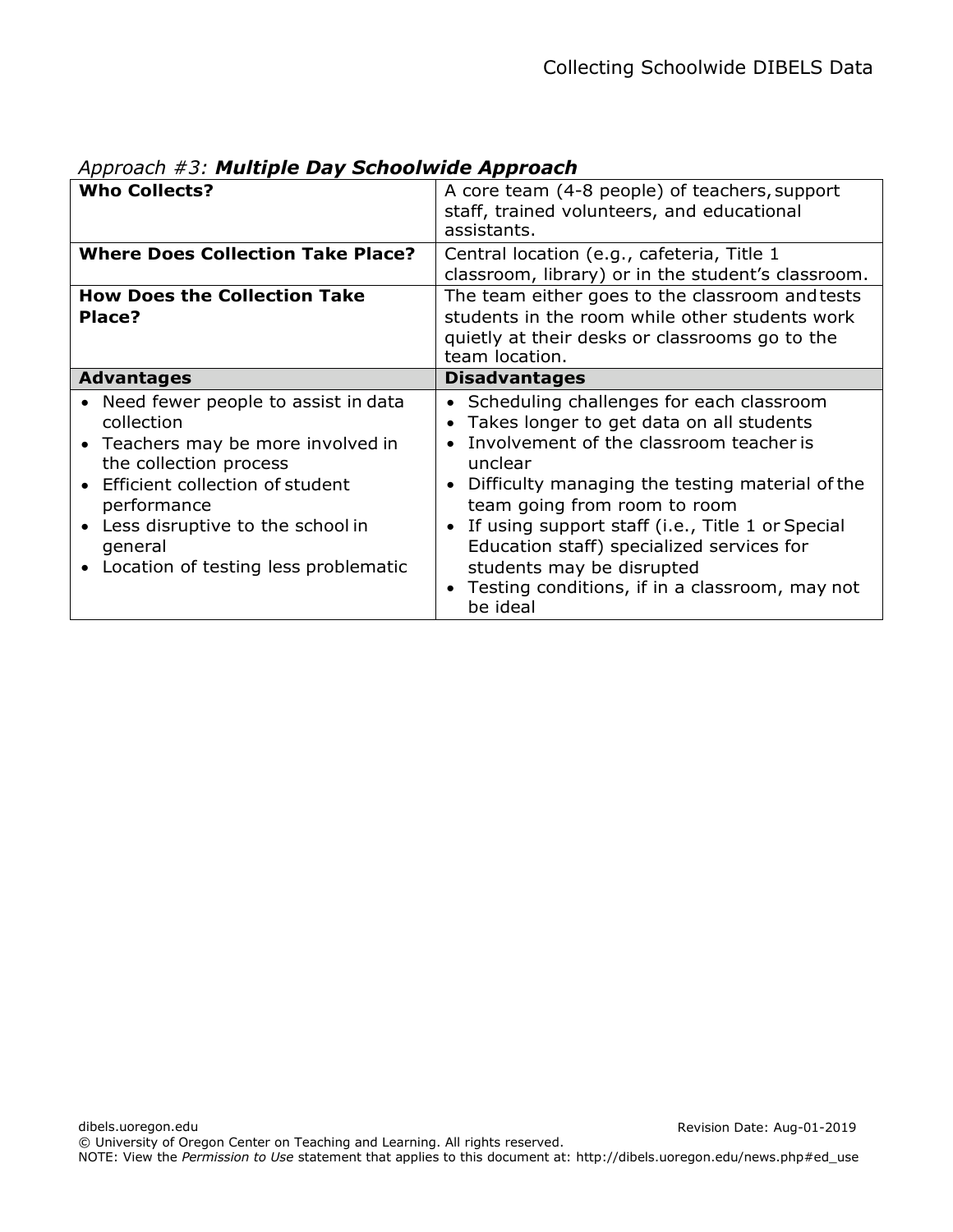*Approach #3:* ***Multiple Day Schoolwide Approach***

| **Who Collects?** | A core team (4-8 people) of teachers, support staff, trained volunteers, and educational assistants. |
|---|---|
| **Where Does Collection Take Place?** | Central location (e.g., cafeteria, Title 1 classroom, library) or in the student's classroom. |
| **How Does the Collection Take Place?** | The team either goes to the classroom and tests students in the room while other students work quietly at their desks or classrooms go to the team location. |
| **Advantages** | **Disadvantages** |
| • Need fewer people to assist in data collection<br>• Teachers may be more involved in the collection process<br>• Efficient collection of student performance<br>• Less disruptive to the school in general<br>• Location of testing less problematic | • Scheduling challenges for each classroom<br>• Takes longer to get data on all students<br>• Involvement of the classroom teacher is unclear<br>• Difficulty managing the testing material of the team going from room to room<br>• If using support staff (i.e., Title 1 or Special Education staff) specialized services for students may be disrupted<br>• Testing conditions, if in a classroom, may not be ideal |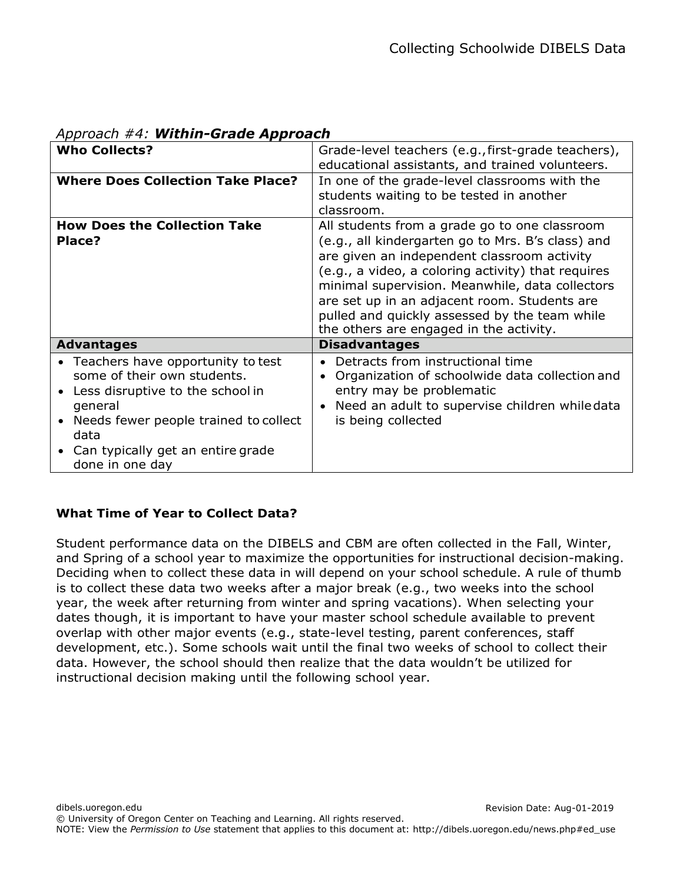*Approach #4:* ***Within-Grade Approach***

| **Who Collects?** | Grade-level teachers (e.g., first-grade teachers), educational assistants, and trained volunteers. |
|---|---|
| **Where Does Collection Take Place?** | In one of the grade-level classrooms with the students waiting to be tested in another classroom. |
| **How Does the Collection Take Place?** | All students from a grade go to one classroom (e.g., all kindergarten go to Mrs. B's class) and are given an independent classroom activity (e.g., a video, a coloring activity) that requires minimal supervision. Meanwhile, data collectors are set up in an adjacent room. Students are pulled and quickly assessed by the team while the others are engaged in the activity. |
| **Advantages** | **Disadvantages** |
| • Teachers have opportunity to test some of their own students.<br>• Less disruptive to the school in general<br>• Needs fewer people trained to collect data<br>• Can typically get an entire grade done in one day | • Detracts from instructional time<br>• Organization of schoolwide data collection and entry may be problematic<br>• Need an adult to supervise children while data is being collected |

**What Time of Year to Collect Data?**

Student performance data on the DIBELS and CBM are often collected in the Fall, Winter, and Spring of a school year to maximize the opportunities for instructional decision-making. Deciding when to collect these data in will depend on your school schedule. A rule of thumb is to collect these data two weeks after a major break (e.g., two weeks into the school year, the week after returning from winter and spring vacations). When selecting your dates though, it is important to have your master school schedule available to prevent overlap with other major events (e.g., state-level testing, parent conferences, staff development, etc.). Some schools wait until the final two weeks of school to collect their data. However, the school should then realize that the data wouldn't be utilized for instructional decision making until the following school year.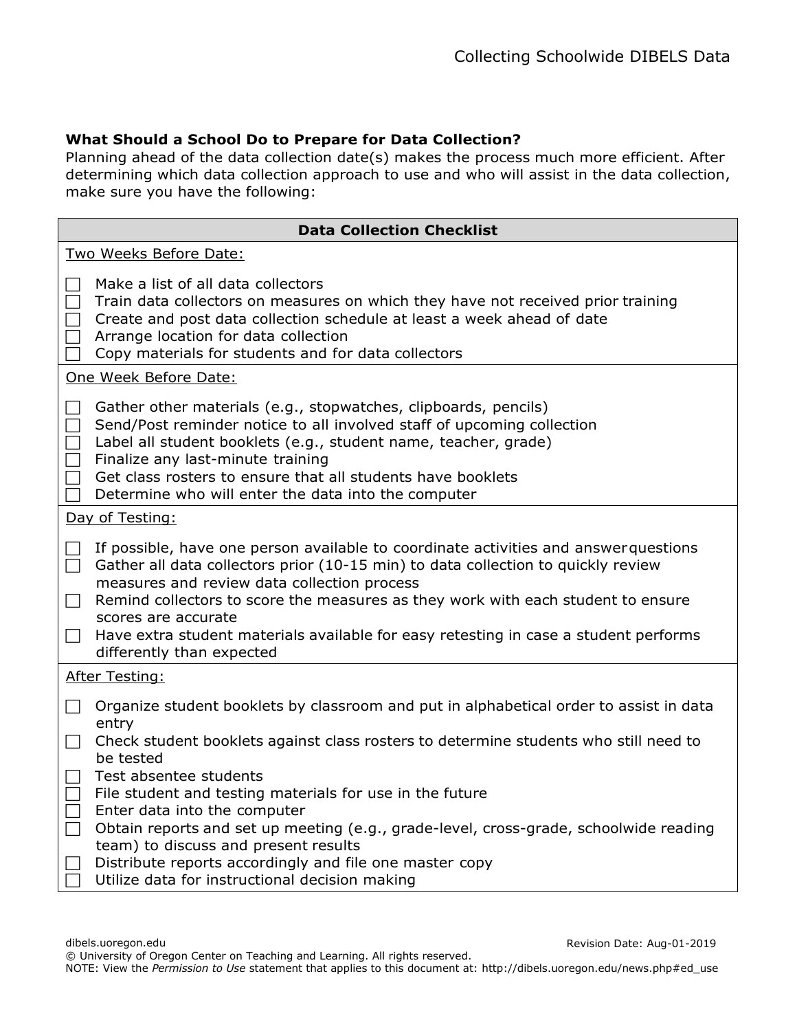### What Should a School Do to Prepare for Data Collection?

Planning ahead of the data collection date(s) makes the process much more efficient. After determining which data collection approach to use and who will assist in the data collection, make sure you have the following:

**Data Collection Checklist**

Two Weeks Before Date:

- [ ] Make a list of all data collectors
- [ ] Train data collectors on measures on which they have not received prior training
- [ ] Create and post data collection schedule at least a week ahead of date
- [ ] Arrange location for data collection
- [ ] Copy materials for students and for data collectors

One Week Before Date:

- [ ] Gather other materials (e.g., stopwatches, clipboards, pencils)
- [ ] Send/Post reminder notice to all involved staff of upcoming collection
- [ ] Label all student booklets (e.g., student name, teacher, grade)
- [ ] Finalize any last-minute training
- [ ] Get class rosters to ensure that all students have booklets
- [ ] Determine who will enter the data into the computer

Day of Testing:

- [ ] If possible, have one person available to coordinate activities and answer questions
- [ ] Gather all data collectors prior (10-15 min) to data collection to quickly review measures and review data collection process
- [ ] Remind collectors to score the measures as they work with each student to ensure scores are accurate
- [ ] Have extra student materials available for easy retesting in case a student performs differently than expected

After Testing:

- [ ] Organize student booklets by classroom and put in alphabetical order to assist in data entry
- [ ] Check student booklets against class rosters to determine students who still need to be tested
- [ ] Test absentee students
- [ ] File student and testing materials for use in the future
- [ ] Enter data into the computer
- [ ] Obtain reports and set up meeting (e.g., grade-level, cross-grade, schoolwide reading team) to discuss and present results
- [ ] Distribute reports accordingly and file one master copy
- [ ] Utilize data for instructional decision making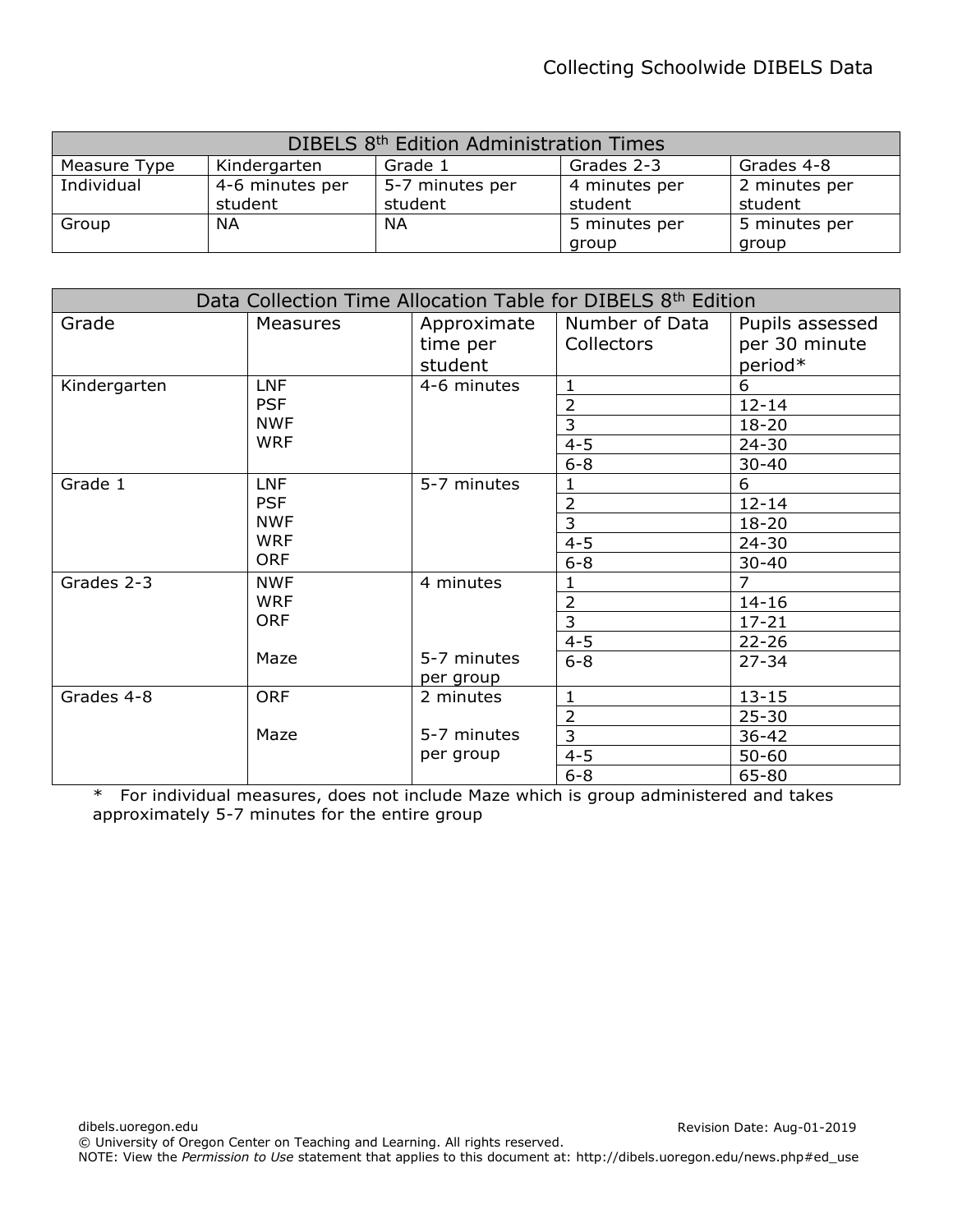| DIBELS 8th Edition Administration Times | | | | |
|---|---|---|---|---|
| Measure Type | Kindergarten | Grade 1 | Grades 2-3 | Grades 4-8 |
| Individual | 4-6 minutes per student | 5-7 minutes per student | 4 minutes per student | 2 minutes per student |
| Group | NA | NA | 5 minutes per group | 5 minutes per group |

| Data Collection Time Allocation Table for DIBELS 8th Edition | | | | |
|---|---|---|---|---|
| Grade | Measures | Approximate time per student | Number of Data Collectors | Pupils assessed per 30 minute period* |
| Kindergarten | LNF<br>PSF<br>NWF<br>WRF | 4-6 minutes | 1 | 6 |
| | | | 2 | 12-14 |
| | | | 3 | 18-20 |
| | | | 4-5 | 24-30 |
| | | | 6-8 | 30-40 |
| Grade 1 | LNF<br>PSF<br>NWF<br>WRF<br>ORF | 5-7 minutes | 1 | 6 |
| | | | 2 | 12-14 |
| | | | 3 | 18-20 |
| | | | 4-5 | 24-30 |
| | | | 6-8 | 30-40 |
| Grades 2-3 | NWF<br>WRF<br>ORF | 4 minutes | 1 | 7 |
| | | | 2 | 14-16 |
| | | | 3 | 17-21 |
| | | | 4-5 | 22-26 |
| | Maze | 5-7 minutes per group | 6-8 | 27-34 |
| Grades 4-8 | ORF | 2 minutes | 1 | 13-15 |
| | | | 2 | 25-30 |
| | Maze | 5-7 minutes per group | 3 | 36-42 |
| | | | 4-5 | 50-60 |
| | | | 6-8 | 65-80 |

* For individual measures, does not include Maze which is group administered and takes approximately 5-7 minutes for the entire group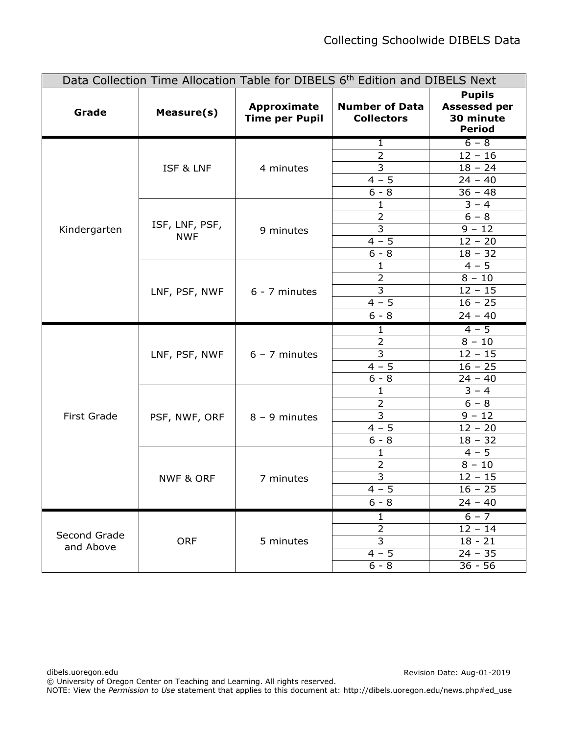| Data Collection Time Allocation Table for DIBELS 6th Edition and DIBELS Next | | | | |
|---|---|---|---|---|
| **Grade** | **Measure(s)** | **Approximate Time per Pupil** | **Number of Data Collectors** | **Pupils Assessed per 30 minute Period** |
| Kindergarten | ISF & LNF | 4 minutes | 1 | 6 – 8 |
| | | | 2 | 12 – 16 |
| | | | 3 | 18 – 24 |
| | | | 4 – 5 | 24 – 40 |
| | | | 6 - 8 | 36 – 48 |
| | ISF, LNF, PSF, NWF | 9 minutes | 1 | 3 – 4 |
| | | | 2 | 6 – 8 |
| | | | 3 | 9 – 12 |
| | | | 4 – 5 | 12 – 20 |
| | | | 6 - 8 | 18 – 32 |
| | LNF, PSF, NWF | 6 - 7 minutes | 1 | 4 – 5 |
| | | | 2 | 8 – 10 |
| | | | 3 | 12 – 15 |
| | | | 4 – 5 | 16 – 25 |
| | | | 6 - 8 | 24 – 40 |
| First Grade | LNF, PSF, NWF | 6 – 7 minutes | 1 | 4 – 5 |
| | | | 2 | 8 – 10 |
| | | | 3 | 12 – 15 |
| | | | 4 – 5 | 16 – 25 |
| | | | 6 - 8 | 24 – 40 |
| | PSF, NWF, ORF | 8 – 9 minutes | 1 | 3 – 4 |
| | | | 2 | 6 – 8 |
| | | | 3 | 9 – 12 |
| | | | 4 – 5 | 12 – 20 |
| | | | 6 - 8 | 18 – 32 |
| | NWF & ORF | 7 minutes | 1 | 4 – 5 |
| | | | 2 | 8 – 10 |
| | | | 3 | 12 – 15 |
| | | | 4 – 5 | 16 – 25 |
| | | | 6 - 8 | 24 – 40 |
| Second Grade and Above | ORF | 5 minutes | 1 | 6 – 7 |
| | | | 2 | 12 – 14 |
| | | | 3 | 18 - 21 |
| | | | 4 – 5 | 24 – 35 |
| | | | 6 - 8 | 36 - 56 |